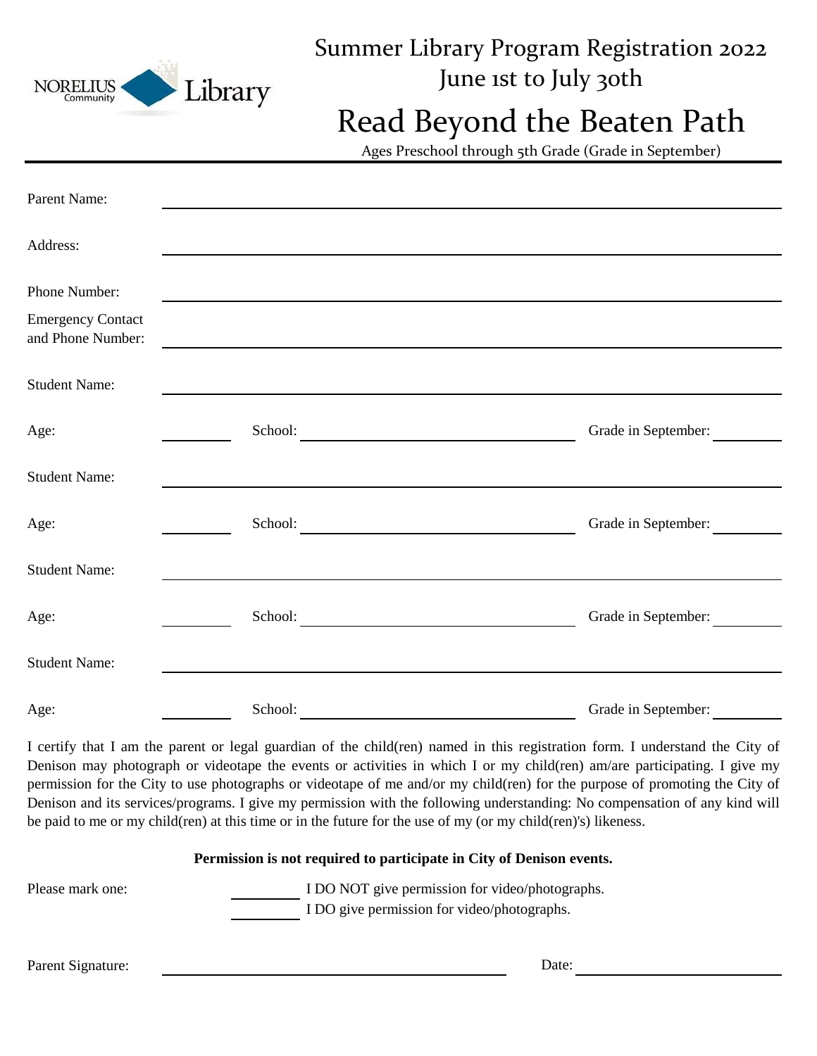NORELIUS Community Library

# Summer Library Program Registration 2022

June 1st to July 30th

# Read Beyond the Beaten Path

Ages Preschool through 5th Grade (Grade in September)

---

Parent Name: ______________________________________________

Address: ______________________________________________

Phone Number: ______________________________________________

Emergency Contact and Phone Number: ______________________________________________

Student Name: ______________________________________________

Age: ________ School: ______________________ Grade in September: ________

Student Name: ______________________________________________

Age: ________ School: ______________________ Grade in September: ________

Student Name: ______________________________________________

Age: ________ School: ______________________ Grade in September: ________

Student Name: ______________________________________________

Age: ________ School: ______________________ Grade in September: ________

I certify that I am the parent or legal guardian of the child(ren) named in this registration form. I understand the City of Denison may photograph or videotape the events or activities in which I or my child(ren) am/are participating. I give my permission for the City to use photographs or videotape of me and/or my child(ren) for the purpose of promoting the City of Denison and its services/programs. I give my permission with the following understanding: No compensation of any kind will be paid to me or my child(ren) at this time or in the future for the use of my (or my child(ren)'s) likeness.

**Permission is not required to participate in City of Denison events.**

Please mark one:

________ I DO NOT give permission for video/photographs.

________ I DO give permission for video/photographs.

Parent Signature: ______________________________ Date: ________________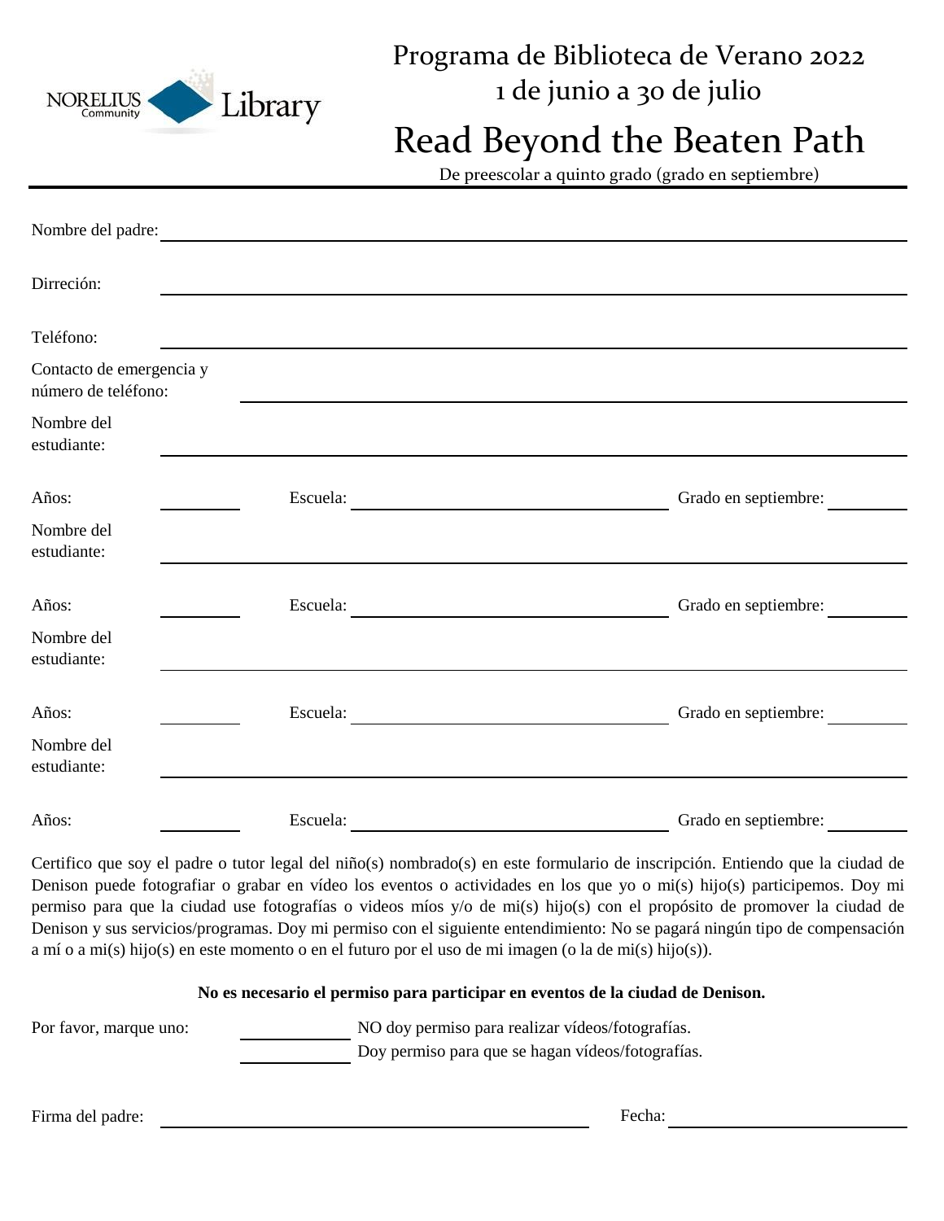NORELIUS Community Library

# Programa de Biblioteca de Verano 2022

1 de junio a 30 de julio

# Read Beyond the Beaten Path

De preescolar a quinto grado (grado en septiembre)

---

Nombre del padre: ____________________

Dirreción: ____________________

Teléfono: ____________________

Contacto de emergencia y número de teléfono: ____________________

Nombre del estudiante: ____________________

Años: ________ Escuela: ____________________ Grado en septiembre: ________

Nombre del estudiante: ____________________

Años: ________ Escuela: ____________________ Grado en septiembre: ________

Nombre del estudiante: ____________________

Años: ________ Escuela: ____________________ Grado en septiembre: ________

Nombre del estudiante: ____________________

Años: ________ Escuela: ____________________ Grado en septiembre: ________

Certifico que soy el padre o tutor legal del niño(s) nombrado(s) en este formulario de inscripción. Entiendo que la ciudad de Denison puede fotografiar o grabar en vídeo los eventos o actividades en los que yo o mi(s) hijo(s) participemos. Doy mi permiso para que la ciudad use fotografías o videos míos y/o de mi(s) hijo(s) con el propósito de promover la ciudad de Denison y sus servicios/programas. Doy mi permiso con el siguiente entendimiento: No se pagará ningún tipo de compensación a mí o a mi(s) hijo(s) en este momento o en el futuro por el uso de mi imagen (o la de mi(s) hijo(s)).

**No es necesario el permiso para participar en eventos de la ciudad de Denison.**

Por favor, marque uno:

________ NO doy permiso para realizar vídeos/fotografías.

________ Doy permiso para que se hagan vídeos/fotografías.

Firma del padre: ____________________ Fecha: ____________________